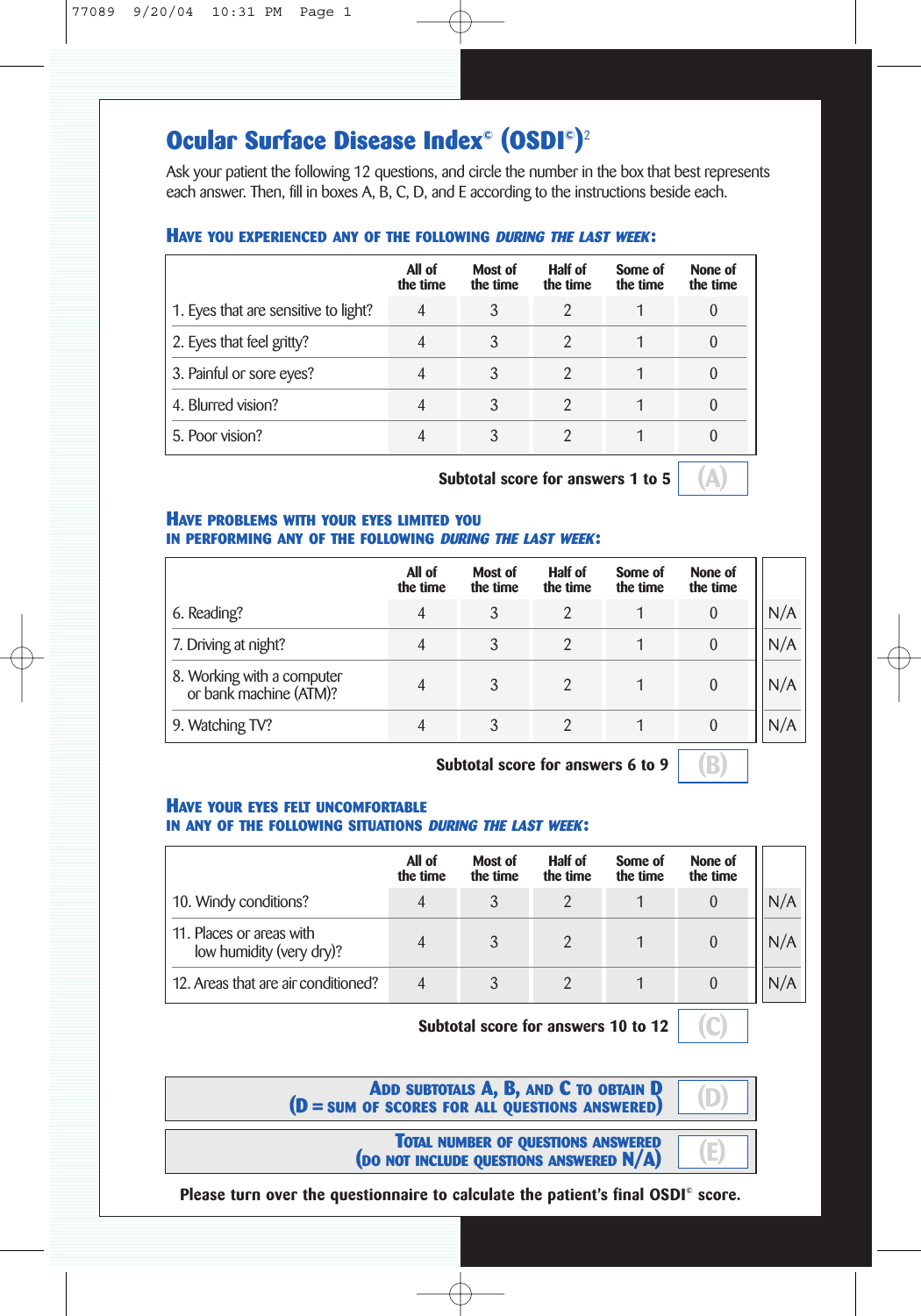# Ocular Surface Disease Index© (OSDI©)[2]

Ask your patient the following 12 questions, and circle the number in the box that best represents each answer. Then, fill in boxes A, B, C, D, and E according to the instructions beside each.

## Have you experienced any of the following *during the last week*:

| | All of the time | Most of the time | Half of the time | Some of the time | None of the time |
|---|---|---|---|---|---|
| 1. Eyes that are sensitive to light? | 4 | 3 | 2 | 1 | 0 |
| 2. Eyes that feel gritty? | 4 | 3 | 2 | 1 | 0 |
| 3. Painful or sore eyes? | 4 | 3 | 2 | 1 | 0 |
| 4. Blurred vision? | 4 | 3 | 2 | 1 | 0 |
| 5. Poor vision? | 4 | 3 | 2 | 1 | 0 |

**Subtotal score for answers 1 to 5** (A)

## Have problems with your eyes limited you in performing any of the following *during the last week*:

| | All of the time | Most of the time | Half of the time | Some of the time | None of the time | |
|---|---|---|---|---|---|---|
| 6. Reading? | 4 | 3 | 2 | 1 | 0 | N/A |
| 7. Driving at night? | 4 | 3 | 2 | 1 | 0 | N/A |
| 8. Working with a computer or bank machine (ATM)? | 4 | 3 | 2 | 1 | 0 | N/A |
| 9. Watching TV? | 4 | 3 | 2 | 1 | 0 | N/A |

**Subtotal score for answers 6 to 9** (B)

## Have your eyes felt uncomfortable in any of the following situations *during the last week*:

| | All of the time | Most of the time | Half of the time | Some of the time | None of the time | |
|---|---|---|---|---|---|---|
| 10. Windy conditions? | 4 | 3 | 2 | 1 | 0 | N/A |
| 11. Places or areas with low humidity (very dry)? | 4 | 3 | 2 | 1 | 0 | N/A |
| 12. Areas that are air conditioned? | 4 | 3 | 2 | 1 | 0 | N/A |

**Subtotal score for answers 10 to 12** (C)

**Add subtotals A, B, and C to obtain D (D = sum of scores for all questions answered)** (D)

**Total number of questions answered (do not include questions answered N/A)** (E)

**Please turn over the questionnaire to calculate the patient's final OSDI© score.**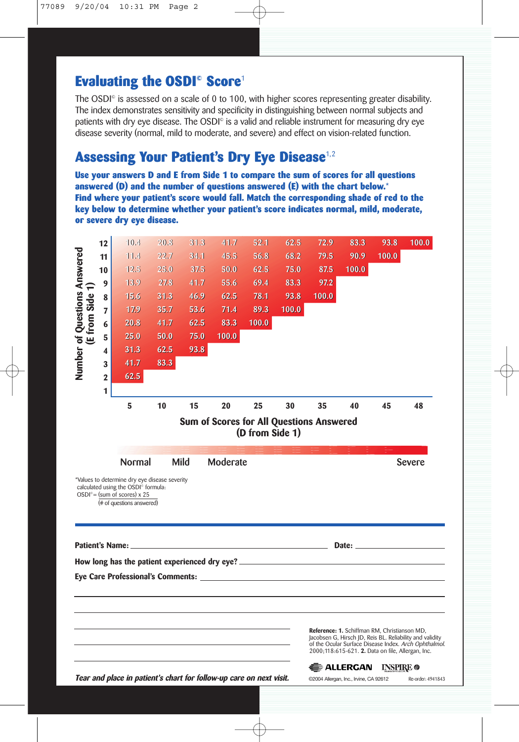## Evaluating the OSDI© Score[1]

The OSDI© is assessed on a scale of 0 to 100, with higher scores representing greater disability. The index demonstrates sensitivity and specificity in distinguishing between normal subjects and patients with dry eye disease. The OSDI© is a valid and reliable instrument for measuring dry eye disease severity (normal, mild to moderate, and severe) and effect on vision-related function.

## Assessing Your Patient's Dry Eye Disease[1,2]

**Use your answers D and E from Side 1 to compare the sum of scores for all questions answered (D) and the number of questions answered (E) with the chart below.*** 
**Find where your patient's score would fall. Match the corresponding shade of red to the key below to determine whether your patient's score indicates normal, mild, moderate, or severe dry eye disease.**

| Number of Questions Answered (E from Side 1) | 5 | 10 | 15 | 20 | 25 | 30 | 35 | 40 | 45 | 48 |
|---|---|---|---|---|---|---|---|---|---|---|
| 12 | 10.4 | 20.8 | 31.3 | 41.7 | 52.1 | 62.5 | 72.9 | 83.3 | 93.8 | 100.0 |
| 11 | 11.4 | 22.7 | 34.1 | 45.5 | 56.8 | 68.2 | 79.5 | 90.9 | 100.0 | |
| 10 | 12.5 | 25.0 | 37.5 | 50.0 | 62.5 | 75.0 | 87.5 | 100.0 | | |
| 9 | 13.9 | 27.8 | 41.7 | 55.6 | 69.4 | 83.3 | 97.2 | | | |
| 8 | 15.6 | 31.3 | 46.9 | 62.5 | 78.1 | 93.8 | 100.0 | | | |
| 7 | 17.9 | 35.7 | 53.6 | 71.4 | 89.3 | 100.0 | | | | |
| 6 | 20.8 | 41.7 | 62.5 | 83.3 | 100.0 | | | | | |
| 5 | 25.0 | 50.0 | 75.0 | 100.0 | | | | | | |
| 4 | 31.3 | 62.5 | 93.8 | | | | | | | |
| 3 | 41.7 | 83.3 | | | | | | | | |
| 2 | 62.5 | | | | | | | | | |
| 1 | | | | | | | | | | |

Sum of Scores for All Questions Answered (D from Side 1)

Normal Mild Moderate Severe

*Values to determine dry eye disease severity calculated using the OSDI© formula:

$$\text{OSDI}^{©} = \frac{(\text{sum of scores}) \times 25}{(\#\text{ of questions answered})}$$

---

**Patient's Name:** ______________________ **Date:** __________

**How long has the patient experienced dry eye?** ______________________

**Eye Care Professional's Comments:** ______________________

**Reference: 1.** Schiffman RM, Christianson MD, Jacobsen G, Hirsch JD, Reis BL. Reliability and validity of the Ocular Surface Disease Index. *Arch Ophthalmol.* 2000;118:615-621. **2.** Data on file, Allergan, Inc.

ALLERGAN INSPIRE

***Tear and place in patient's chart for follow-up care on next visit.***

©2004 Allergan, Inc., Irvine, CA 92612 Re-order: 4941843